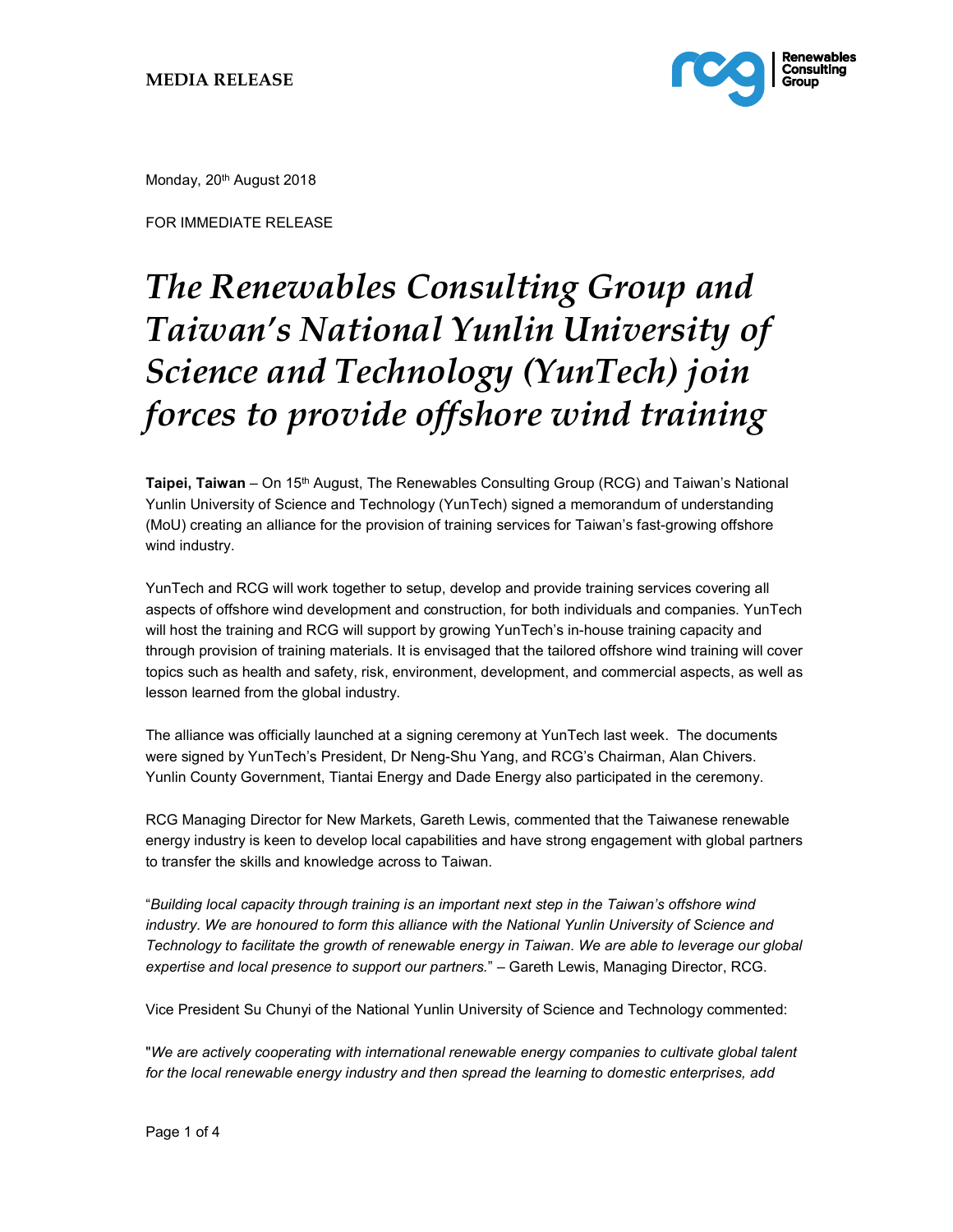**MEDIA RELEASE**

Monday, 20th August 2018

FOR IMMEDIATE RELEASE

# *The Renewables Consulting Group and Taiwan's National Yunlin University of Science and Technology (YunTech) join forces to provide offshore wind training*

**Taipei, Taiwan** – On 15th August, The Renewables Consulting Group (RCG) and Taiwan's National Yunlin University of Science and Technology (YunTech) signed a memorandum of understanding (MoU) creating an alliance for the provision of training services for Taiwan's fast-growing offshore wind industry.

YunTech and RCG will work together to setup, develop and provide training services covering all aspects of offshore wind development and construction, for both individuals and companies. YunTech will host the training and RCG will support by growing YunTech's in-house training capacity and through provision of training materials. It is envisaged that the tailored offshore wind training will cover topics such as health and safety, risk, environment, development, and commercial aspects, as well as lesson learned from the global industry.

The alliance was officially launched at a signing ceremony at YunTech last week. The documents were signed by YunTech's President, Dr Neng-Shu Yang, and RCG's Chairman, Alan Chivers. Yunlin County Government, Tiantai Energy and Dade Energy also participated in the ceremony.

RCG Managing Director for New Markets, Gareth Lewis, commented that the Taiwanese renewable energy industry is keen to develop local capabilities and have strong engagement with global partners to transfer the skills and knowledge across to Taiwan.

"*Building local capacity through training is an important next step in the Taiwan's offshore wind industry. We are honoured to form this alliance with the National Yunlin University of Science and Technology to facilitate the growth of renewable energy in Taiwan. We are able to leverage our global expertise and local presence to support our partners.*" – Gareth Lewis, Managing Director, RCG.

Vice President Su Chunyi of the National Yunlin University of Science and Technology commented:

"*We are actively cooperating with international renewable energy companies to cultivate global talent for the local renewable energy industry and then spread the learning to domestic enterprises, add*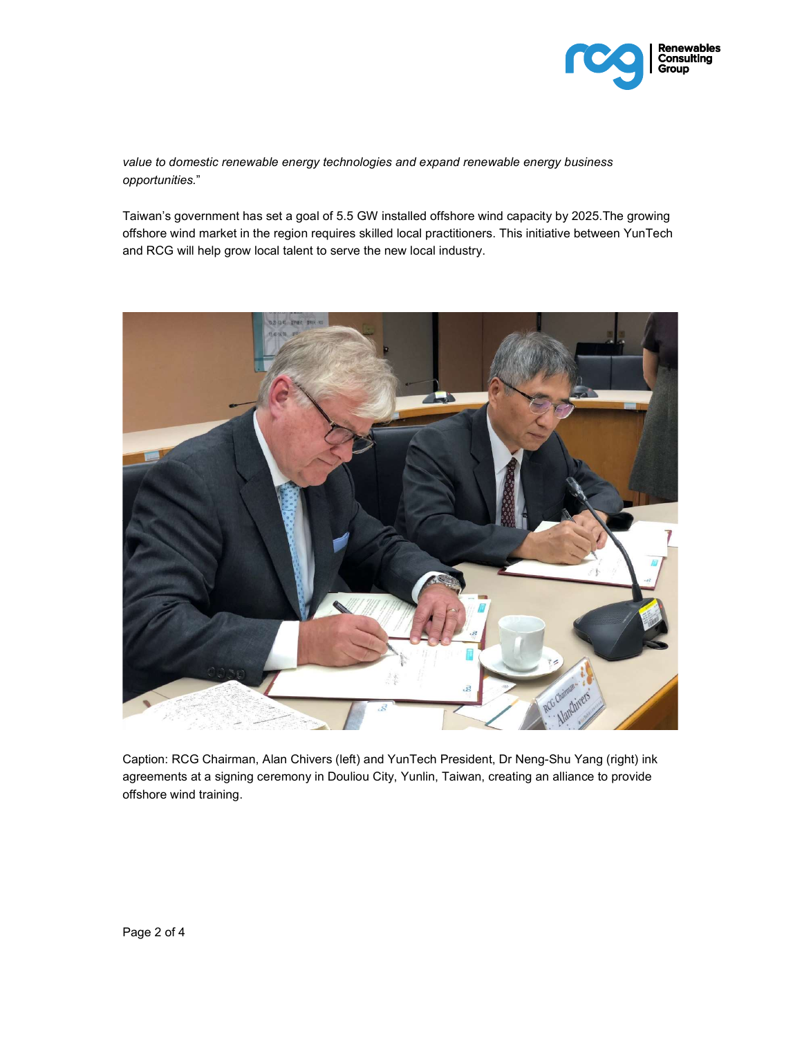*value to domestic renewable energy technologies and expand renewable energy business opportunities.*"

Taiwan's government has set a goal of 5.5 GW installed offshore wind capacity by 2025.The growing offshore wind market in the region requires skilled local practitioners. This initiative between YunTech and RCG will help grow local talent to serve the new local industry.

Caption: RCG Chairman, Alan Chivers (left) and YunTech President, Dr Neng-Shu Yang (right) ink agreements at a signing ceremony in Douliou City, Yunlin, Taiwan, creating an alliance to provide offshore wind training.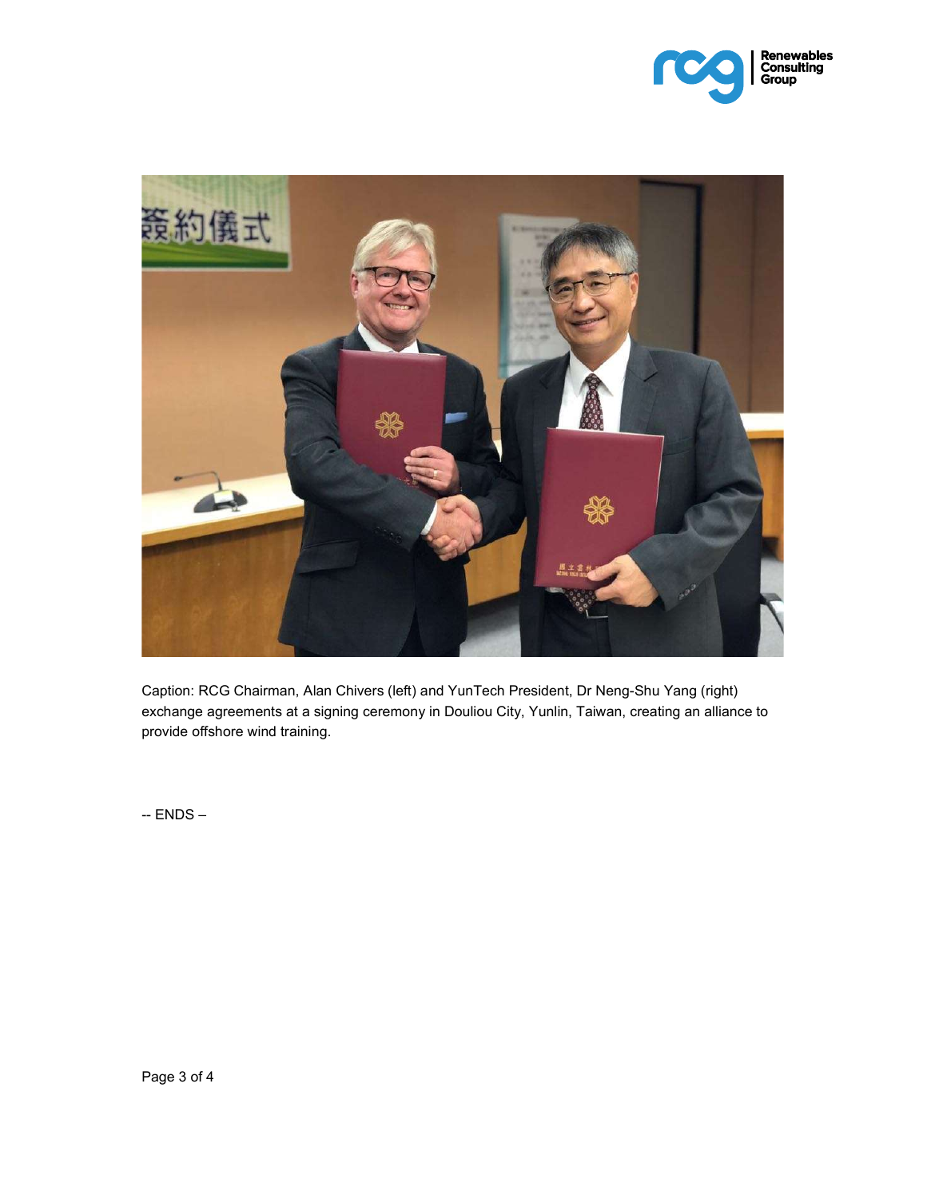Caption: RCG Chairman, Alan Chivers (left) and YunTech President, Dr Neng-Shu Yang (right) exchange agreements at a signing ceremony in Douliou City, Yunlin, Taiwan, creating an alliance to provide offshore wind training.

-- ENDS –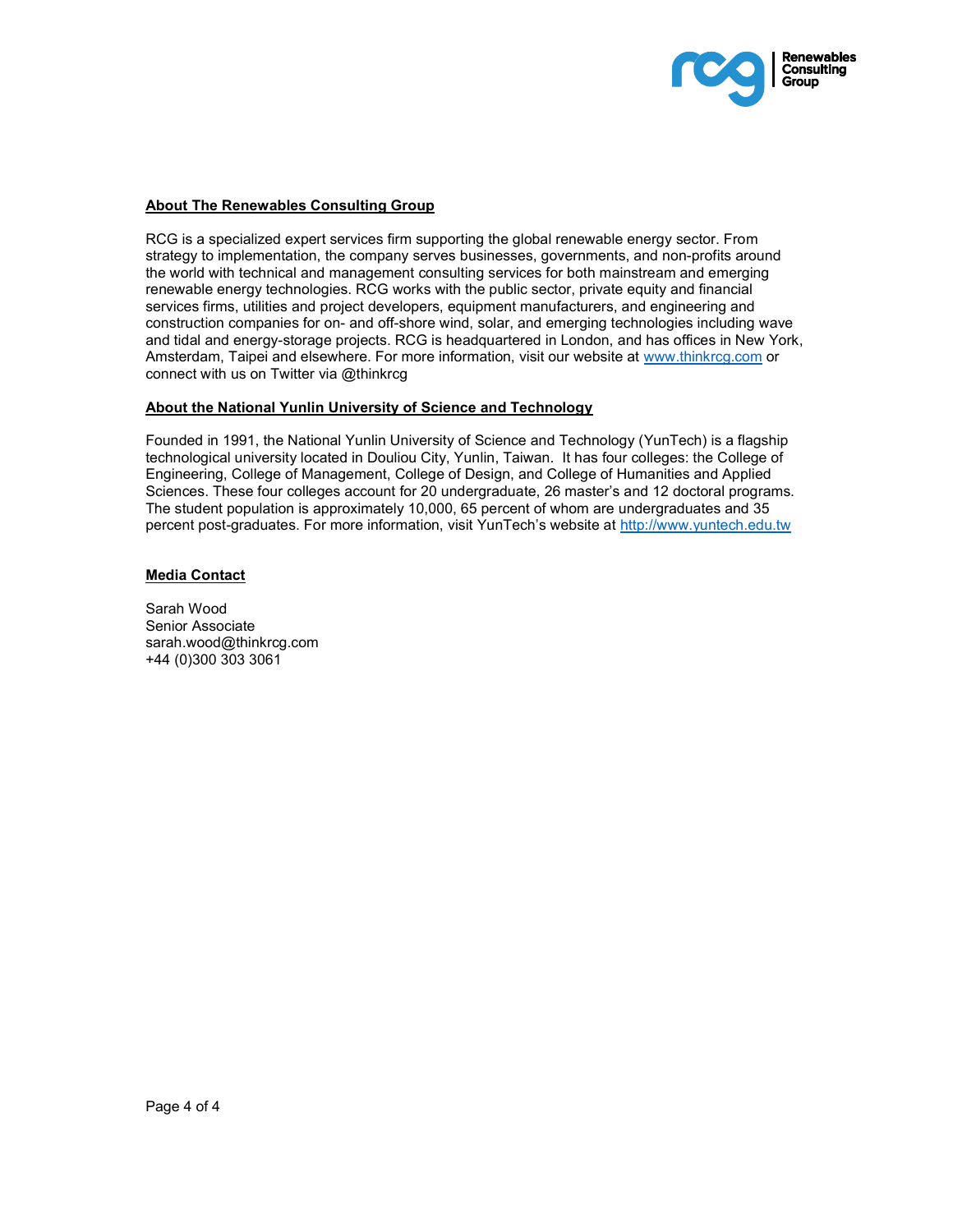## About The Renewables Consulting Group

RCG is a specialized expert services firm supporting the global renewable energy sector. From strategy to implementation, the company serves businesses, governments, and non-profits around the world with technical and management consulting services for both mainstream and emerging renewable energy technologies. RCG works with the public sector, private equity and financial services firms, utilities and project developers, equipment manufacturers, and engineering and construction companies for on- and off-shore wind, solar, and emerging technologies including wave and tidal and energy-storage projects. RCG is headquartered in London, and has offices in New York, Amsterdam, Taipei and elsewhere. For more information, visit our website at [www.thinkrcg.com](http://www.thinkrcg.com) or connect with us on Twitter via @thinkrcg

## About the National Yunlin University of Science and Technology

Founded in 1991, the National Yunlin University of Science and Technology (YunTech) is a flagship technological university located in Douliou City, Yunlin, Taiwan. It has four colleges: the College of Engineering, College of Management, College of Design, and College of Humanities and Applied Sciences. These four colleges account for 20 undergraduate, 26 master's and 12 doctoral programs. The student population is approximately 10,000, 65 percent of whom are undergraduates and 35 percent post-graduates. For more information, visit YunTech's website at [http://www.yuntech.edu.tw](http://www.yuntech.edu.tw)

## Media Contact

Sarah Wood
Senior Associate
sarah.wood@thinkrcg.com
+44 (0)300 303 3061